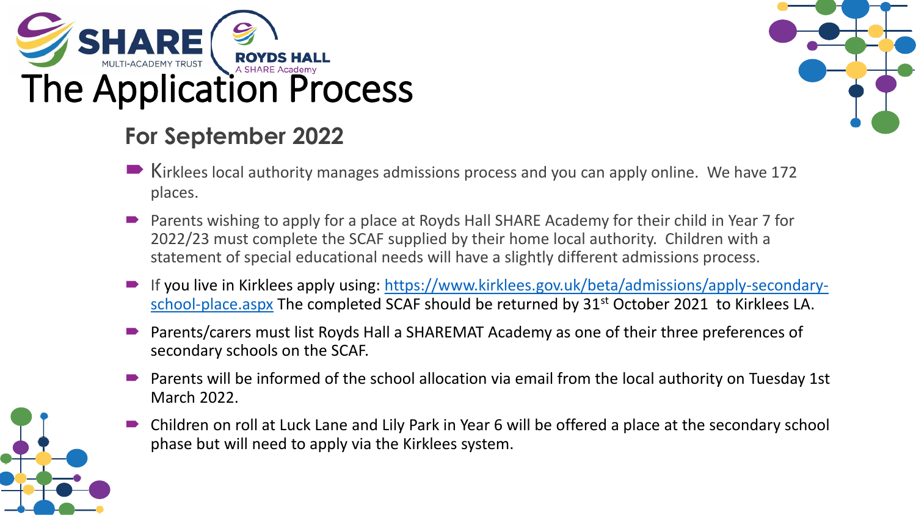SHARE MULTI-ACADEMY TRUST

ROYDS HALL A SHARE Academy

# The Application Process

## For September 2022

- Kirklees local authority manages admissions process and you can apply online. We have 172 places.
- Parents wishing to apply for a place at Royds Hall SHARE Academy for their child in Year 7 for 2022/23 must complete the SCAF supplied by their home local authority. Children with a statement of special educational needs will have a slightly different admissions process.
- If you live in Kirklees apply using: [https://www.kirklees.gov.uk/beta/admissions/apply-secondary-school-place.aspx](https://www.kirklees.gov.uk/beta/admissions/apply-secondary-school-place.aspx) The completed SCAF should be returned by 31st October 2021 to Kirklees LA.
- Parents/carers must list Royds Hall a SHAREMAT Academy as one of their three preferences of secondary schools on the SCAF.
- Parents will be informed of the school allocation via email from the local authority on Tuesday 1st March 2022.
- Children on roll at Luck Lane and Lily Park in Year 6 will be offered a place at the secondary school phase but will need to apply via the Kirklees system.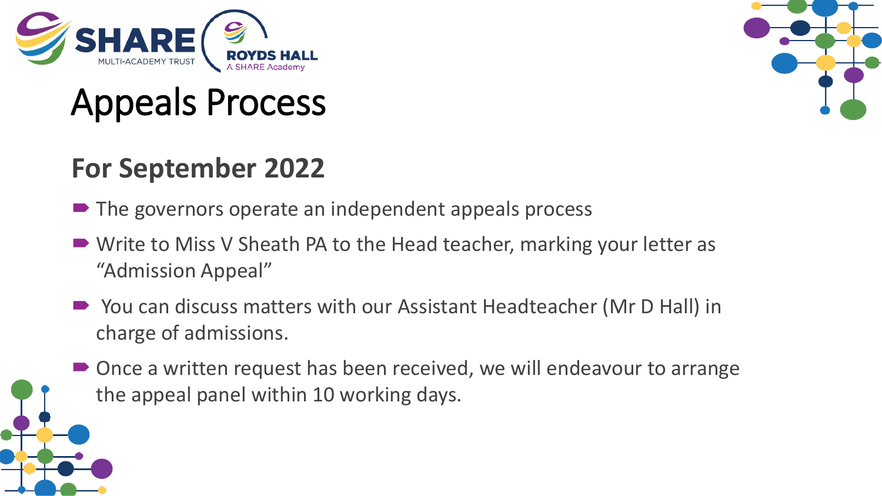# Appeals Process

## For September 2022

- The governors operate an independent appeals process
- Write to Miss V Sheath PA to the Head teacher, marking your letter as "Admission Appeal"
- You can discuss matters with our Assistant Headteacher (Mr D Hall) in charge of admissions.
- Once a written request has been received, we will endeavour to arrange the appeal panel within 10 working days.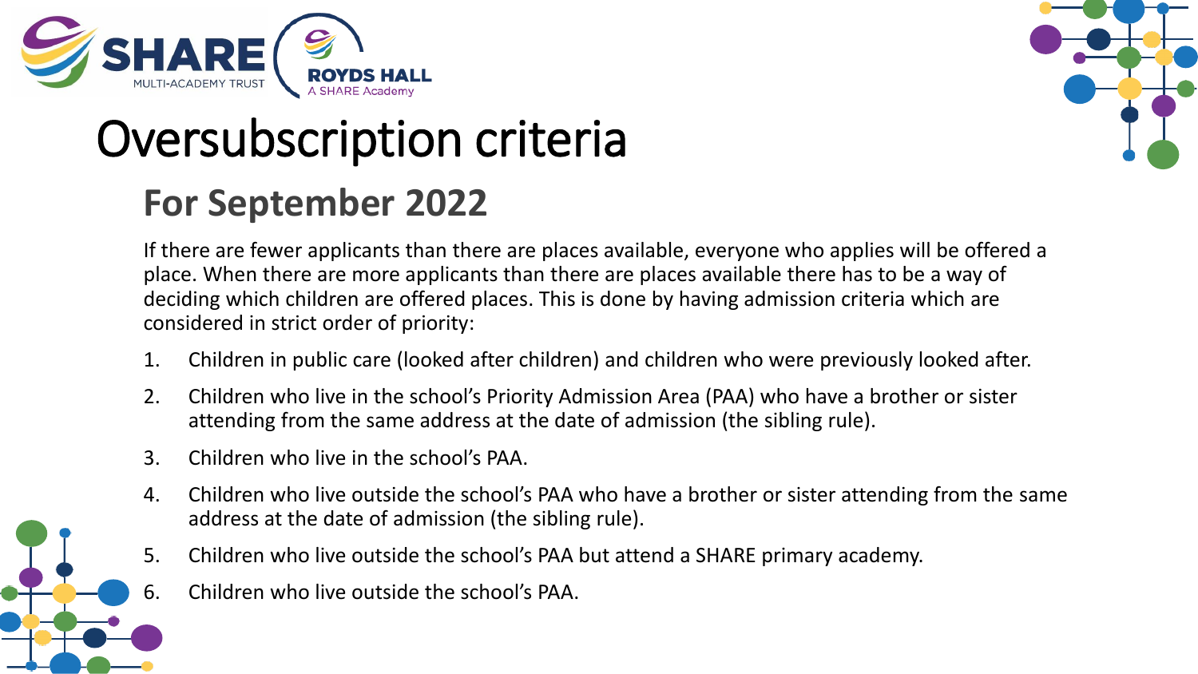# Oversubscription criteria

## For September 2022

If there are fewer applicants than there are places available, everyone who applies will be offered a place. When there are more applicants than there are places available there has to be a way of deciding which children are offered places. This is done by having admission criteria which are considered in strict order of priority:

1. Children in public care (looked after children) and children who were previously looked after.
2. Children who live in the school's Priority Admission Area (PAA) who have a brother or sister attending from the same address at the date of admission (the sibling rule).
3. Children who live in the school's PAA.
4. Children who live outside the school's PAA who have a brother or sister attending from the same address at the date of admission (the sibling rule).
5. Children who live outside the school's PAA but attend a SHARE primary academy.
6. Children who live outside the school's PAA.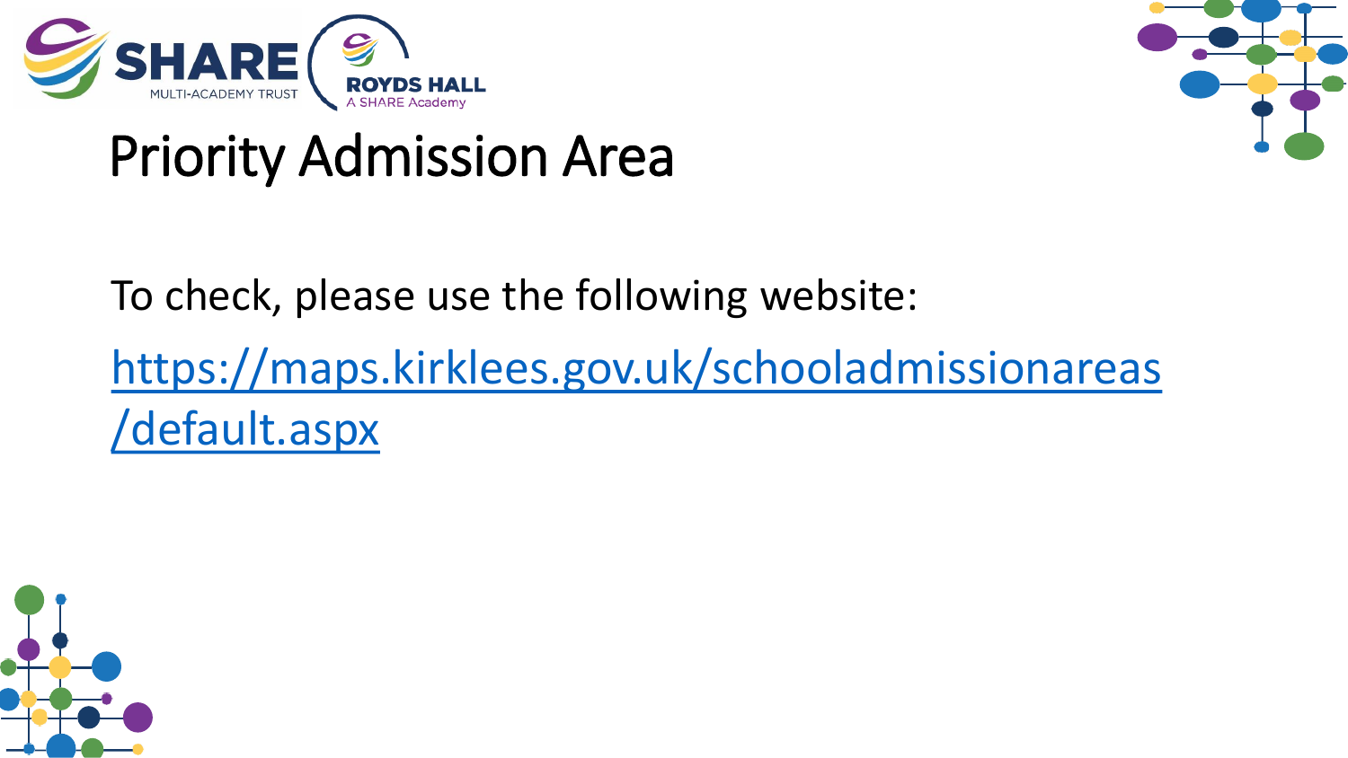# Priority Admission Area

To check, please use the following website:

https://maps.kirklees.gov.uk/schooladmissionareas/default.aspx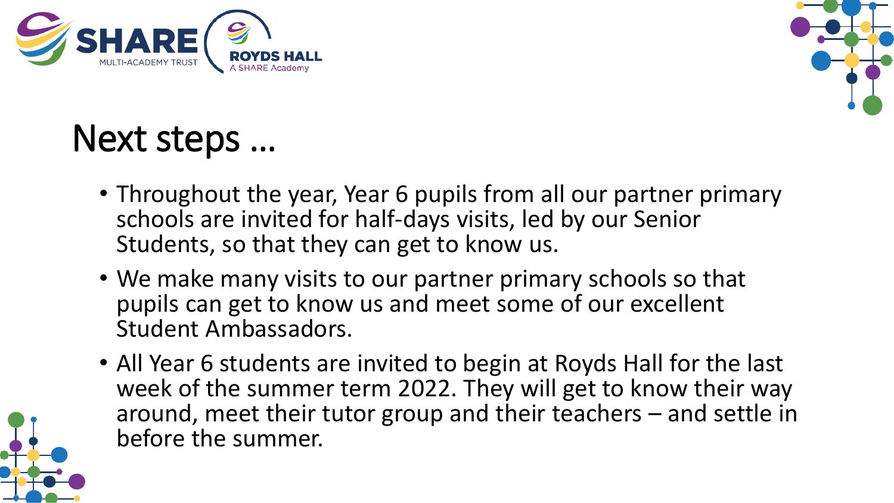# Next steps …

- Throughout the year, Year 6 pupils from all our partner primary schools are invited for half-days visits, led by our Senior Students, so that they can get to know us.
- We make many visits to our partner primary schools so that pupils can get to know us and meet some of our excellent Student Ambassadors.
- All Year 6 students are invited to begin at Royds Hall for the last week of the summer term 2022. They will get to know their way around, meet their tutor group and their teachers – and settle in before the summer.